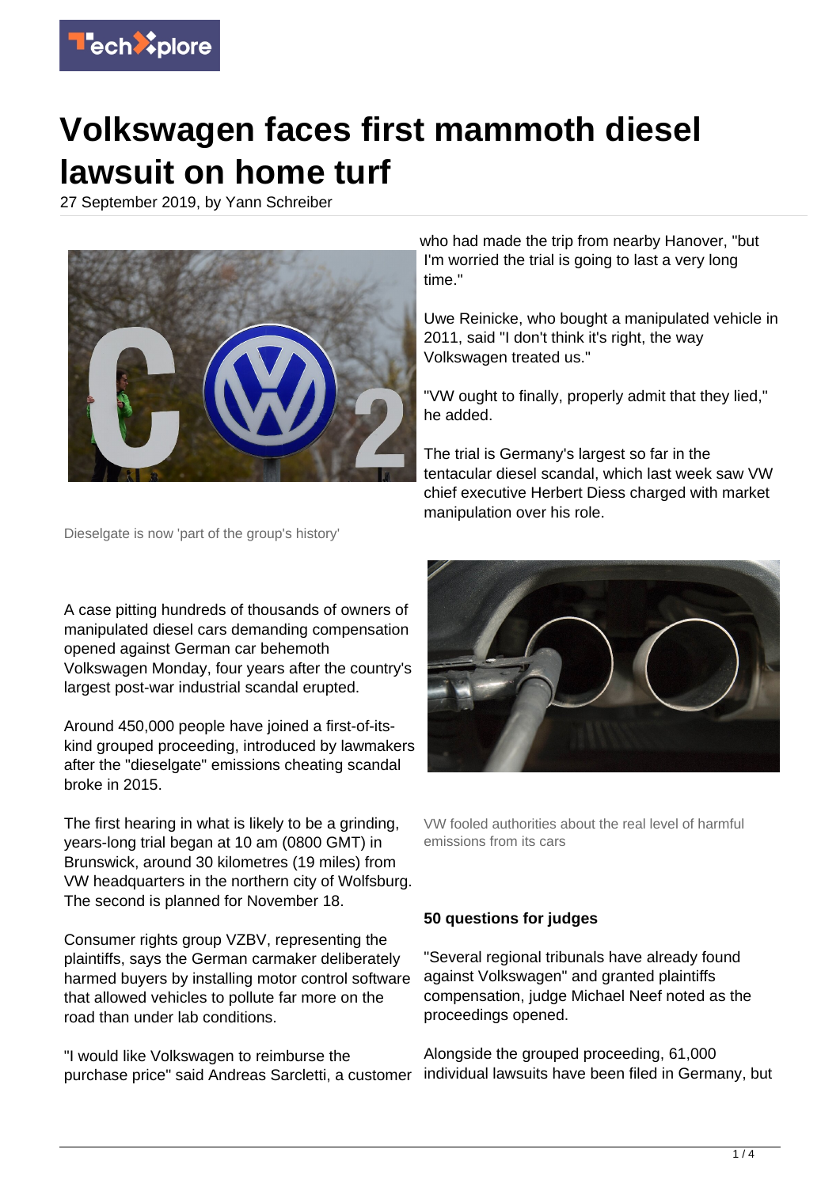# Volkswagen faces first mammoth diesel lawsuit on home turf

27 September 2019, by Yann Schreiber

Dieselgate is now 'part of the group's history'

A case pitting hundreds of thousands of owners of manipulated diesel cars demanding compensation opened against German car behemoth Volkswagen Monday, four years after the country's largest post-war industrial scandal erupted.

Around 450,000 people have joined a first-of-its-kind grouped proceeding, introduced by lawmakers after the "dieselgate" emissions cheating scandal broke in 2015.

The first hearing in what is likely to be a grinding, years-long trial began at 10 am (0800 GMT) in Brunswick, around 30 kilometres (19 miles) from VW headquarters in the northern city of Wolfsburg. The second is planned for November 18.

Consumer rights group VZBV, representing the plaintiffs, says the German carmaker deliberately harmed buyers by installing motor control software that allowed vehicles to pollute far more on the road than under lab conditions.

"I would like Volkswagen to reimburse the purchase price" said Andreas Sarcletti, a customer who had made the trip from nearby Hanover, "but I'm worried the trial is going to last a very long time."

Uwe Reinicke, who bought a manipulated vehicle in 2011, said "I don't think it's right, the way Volkswagen treated us."

"VW ought to finally, properly admit that they lied," he added.

The trial is Germany's largest so far in the tentacular diesel scandal, which last week saw VW chief executive Herbert Diess charged with market manipulation over his role.

VW fooled authorities about the real level of harmful emissions from its cars

### 50 questions for judges

"Several regional tribunals have already found against Volkswagen" and granted plaintiffs compensation, judge Michael Neef noted as the proceedings opened.

Alongside the grouped proceeding, 61,000 individual lawsuits have been filed in Germany, but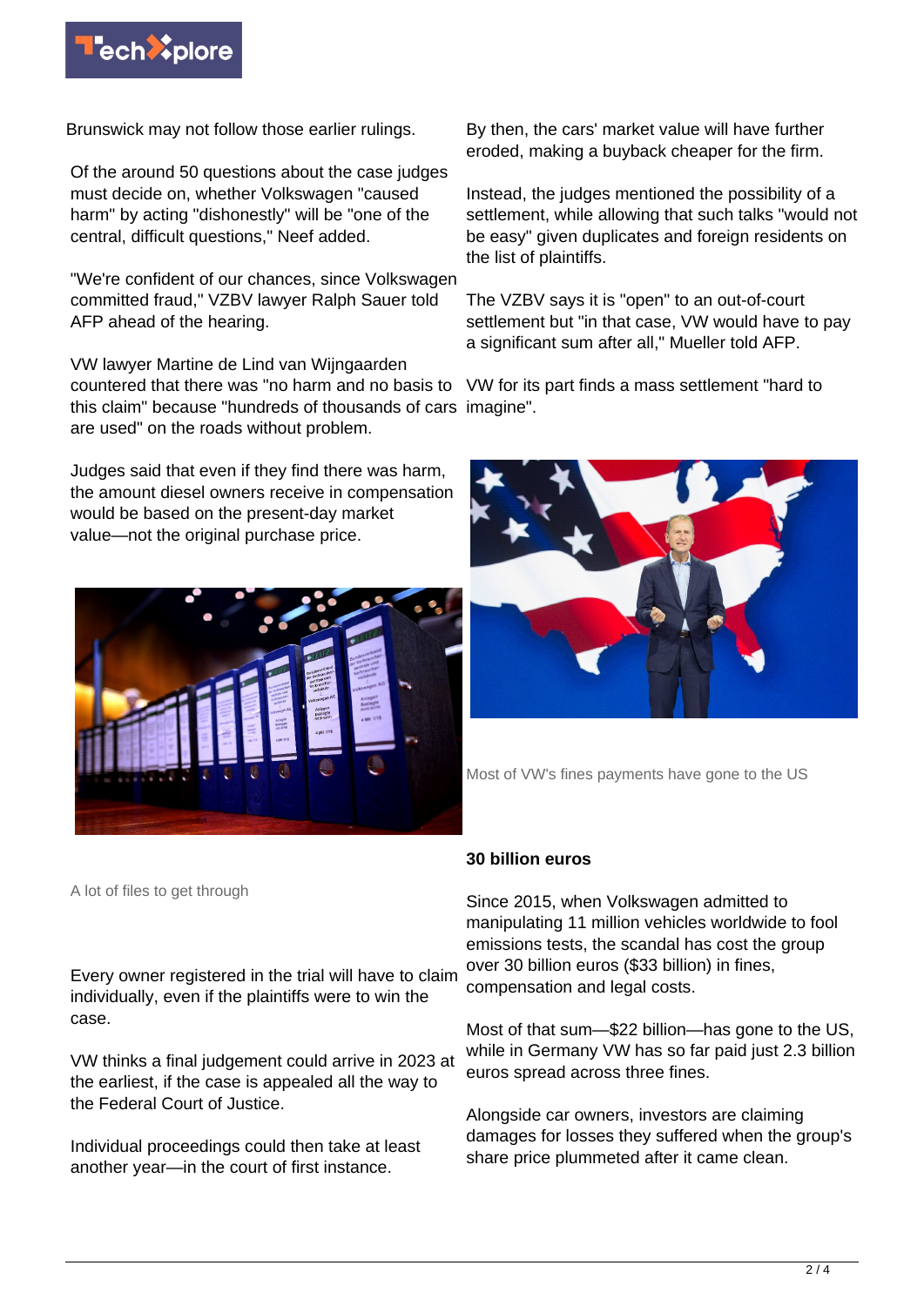Brunswick may not follow those earlier rulings.

Of the around 50 questions about the case judges must decide on, whether Volkswagen "caused harm" by acting "dishonestly" will be "one of the central, difficult questions," Neef added.

"We're confident of our chances, since Volkswagen committed fraud," VZBV lawyer Ralph Sauer told AFP ahead of the hearing.

VW lawyer Martine de Lind van Wijngaarden countered that there was "no harm and no basis to this claim" because "hundreds of thousands of cars are used" on the roads without problem.

Judges said that even if they find there was harm, the amount diesel owners receive in compensation would be based on the present-day market value—not the original purchase price.

A lot of files to get through

Every owner registered in the trial will have to claim individually, even if the plaintiffs were to win the case.

VW thinks a final judgement could arrive in 2023 at the earliest, if the case is appealed all the way to the Federal Court of Justice.

Individual proceedings could then take at least another year—in the court of first instance.

By then, the cars' market value will have further eroded, making a buyback cheaper for the firm.

Instead, the judges mentioned the possibility of a settlement, while allowing that such talks "would not be easy" given duplicates and foreign residents on the list of plaintiffs.

The VZBV says it is "open" to an out-of-court settlement but "in that case, VW would have to pay a significant sum after all," Mueller told AFP.

VW for its part finds a mass settlement "hard to imagine".

Most of VW's fines payments have gone to the US

**30 billion euros**

Since 2015, when Volkswagen admitted to manipulating 11 million vehicles worldwide to fool emissions tests, the scandal has cost the group over 30 billion euros ($33 billion) in fines, compensation and legal costs.

Most of that sum—$22 billion—has gone to the US, while in Germany VW has so far paid just 2.3 billion euros spread across three fines.

Alongside car owners, investors are claiming damages for losses they suffered when the group's share price plummeted after it came clean.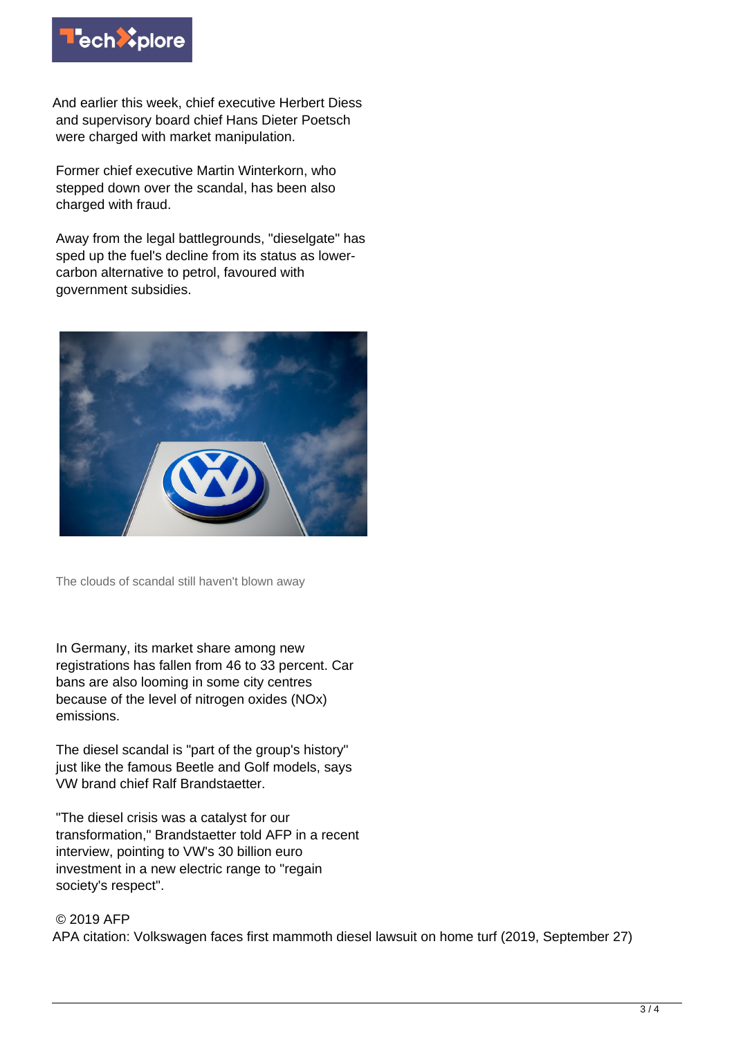And earlier this week, chief executive Herbert Diess and supervisory board chief Hans Dieter Poetsch were charged with market manipulation.

Former chief executive Martin Winterkorn, who stepped down over the scandal, has been also charged with fraud.

Away from the legal battlegrounds, "dieselgate" has sped up the fuel's decline from its status as lower-carbon alternative to petrol, favoured with government subsidies.

The clouds of scandal still haven't blown away

In Germany, its market share among new registrations has fallen from 46 to 33 percent. Car bans are also looming in some city centres because of the level of nitrogen oxides (NOx) emissions.

The diesel scandal is "part of the group's history" just like the famous Beetle and Golf models, says VW brand chief Ralf Brandstaetter.

"The diesel crisis was a catalyst for our transformation," Brandstaetter told AFP in a recent interview, pointing to VW's 30 billion euro investment in a new electric range to "regain society's respect".

© 2019 AFP

APA citation: Volkswagen faces first mammoth diesel lawsuit on home turf (2019, September 27)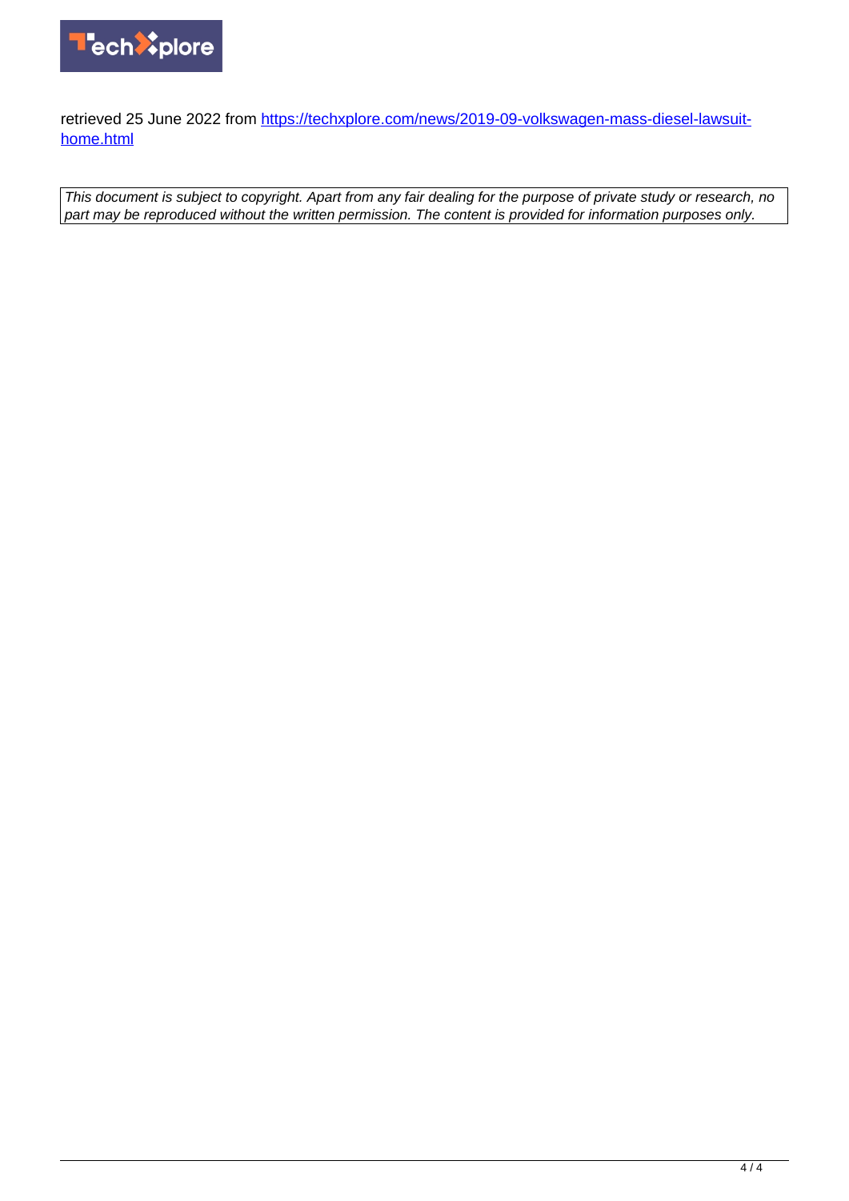retrieved 25 June 2022 from [https://techxplore.com/news/2019-09-volkswagen-mass-diesel-lawsuit-home.html](https://techxplore.com/news/2019-09-volkswagen-mass-diesel-lawsuit-home.html)

*This document is subject to copyright. Apart from any fair dealing for the purpose of private study or research, no part may be reproduced without the written permission. The content is provided for information purposes only.*